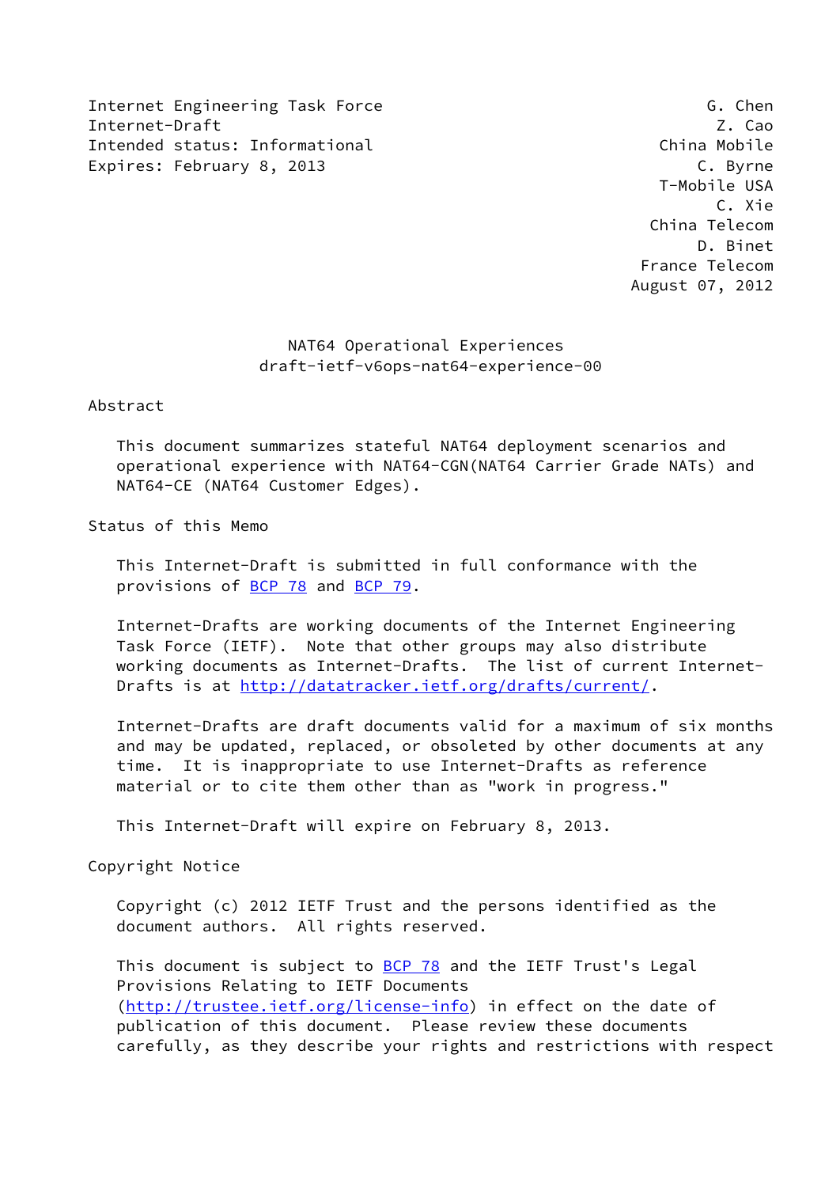Internet Engineering Task Force G. Chen
Internet-Draft Z. Cao
Intended status: Informational China Mobile
Expires: February 8, 2013 C. Byrne
T-Mobile USA
C. Xie
China Telecom
D. Binet
France Telecom
August 07, 2012

# NAT64 Operational Experiences
## draft-ietf-v6ops-nat64-experience-00

## Abstract

This document summarizes stateful NAT64 deployment scenarios and operational experience with NAT64-CGN(NAT64 Carrier Grade NATs) and NAT64-CE (NAT64 Customer Edges).

## Status of this Memo

This Internet-Draft is submitted in full conformance with the provisions of BCP 78 and BCP 79.

Internet-Drafts are working documents of the Internet Engineering Task Force (IETF). Note that other groups may also distribute working documents as Internet-Drafts. The list of current Internet-Drafts is at http://datatracker.ietf.org/drafts/current/.

Internet-Drafts are draft documents valid for a maximum of six months and may be updated, replaced, or obsoleted by other documents at any time. It is inappropriate to use Internet-Drafts as reference material or to cite them other than as "work in progress."

This Internet-Draft will expire on February 8, 2013.

## Copyright Notice

Copyright (c) 2012 IETF Trust and the persons identified as the document authors. All rights reserved.

This document is subject to BCP 78 and the IETF Trust's Legal Provisions Relating to IETF Documents (http://trustee.ietf.org/license-info) in effect on the date of publication of this document. Please review these documents carefully, as they describe your rights and restrictions with respect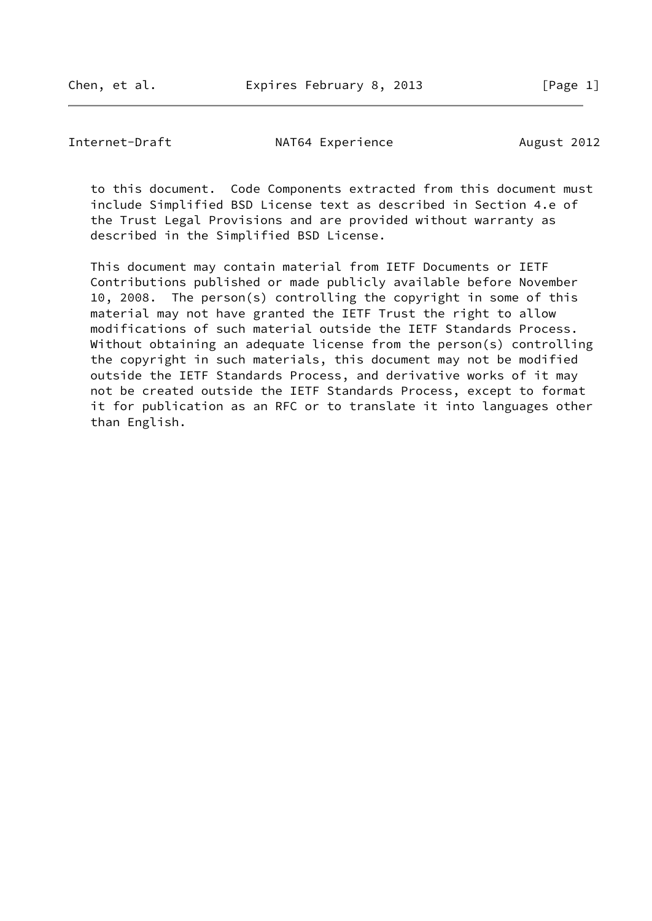to this document. Code Components extracted from this document must include Simplified BSD License text as described in Section 4.e of the Trust Legal Provisions and are provided without warranty as described in the Simplified BSD License.

This document may contain material from IETF Documents or IETF Contributions published or made publicly available before November 10, 2008. The person(s) controlling the copyright in some of this material may not have granted the IETF Trust the right to allow modifications of such material outside the IETF Standards Process. Without obtaining an adequate license from the person(s) controlling the copyright in such materials, this document may not be modified outside the IETF Standards Process, and derivative works of it may not be created outside the IETF Standards Process, except to format it for publication as an RFC or to translate it into languages other than English.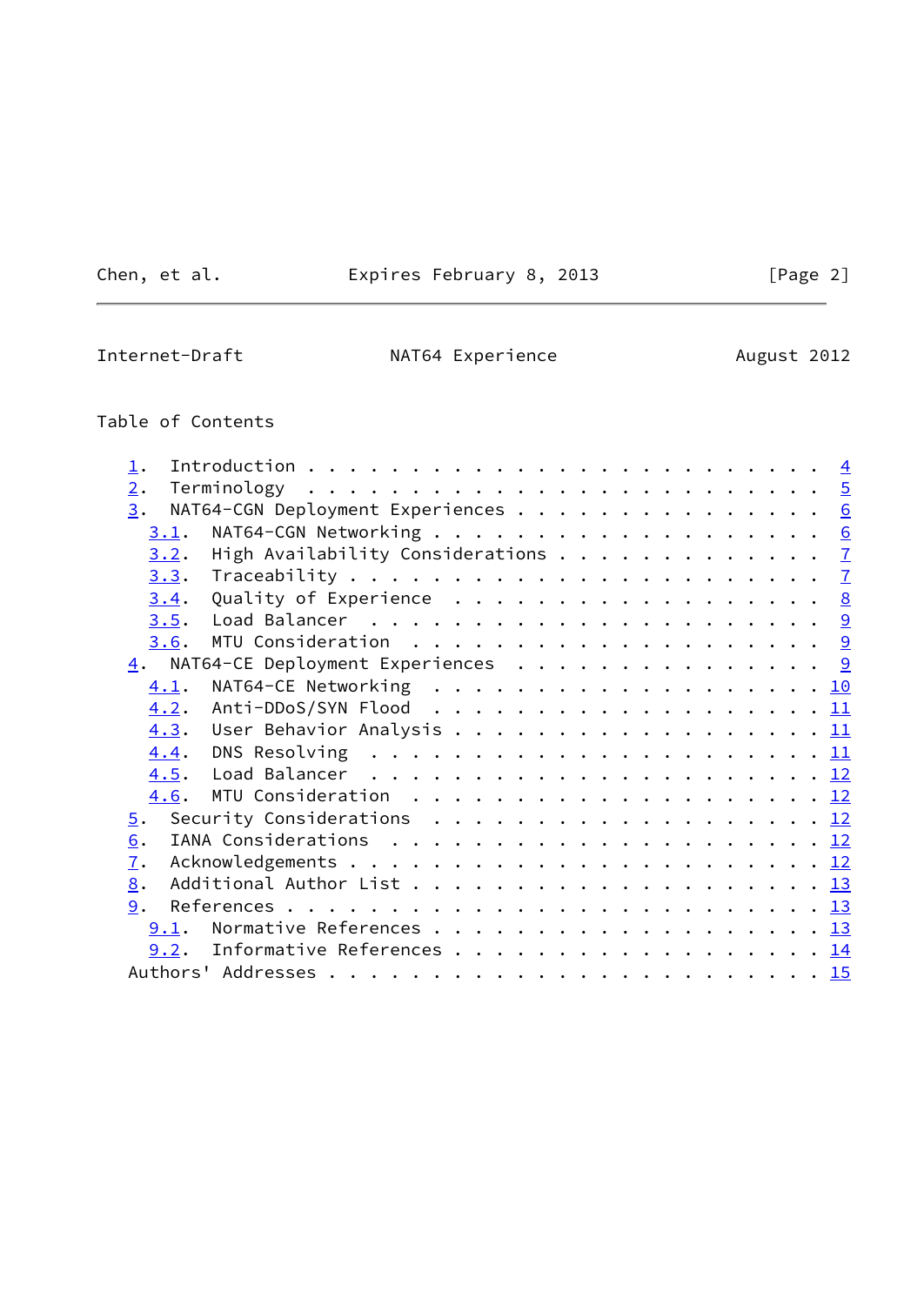# Table of Contents

- 1. Introduction . . . . . . . . . . . . . . . . . . . . . . . . . 4
- 2. Terminology . . . . . . . . . . . . . . . . . . . . . . . . . 5
- 3. NAT64-CGN Deployment Experiences . . . . . . . . . . . . . . . 6
  - 3.1. NAT64-CGN Networking . . . . . . . . . . . . . . . . . . . 6
  - 3.2. High Availability Considerations . . . . . . . . . . . . . 7
  - 3.3. Traceability . . . . . . . . . . . . . . . . . . . . . . . 7
  - 3.4. Quality of Experience . . . . . . . . . . . . . . . . . . 8
  - 3.5. Load Balancer . . . . . . . . . . . . . . . . . . . . . . 9
  - 3.6. MTU Consideration . . . . . . . . . . . . . . . . . . . . 9
- 4. NAT64-CE Deployment Experiences . . . . . . . . . . . . . . . . 9
  - 4.1. NAT64-CE Networking . . . . . . . . . . . . . . . . . . . 10
  - 4.2. Anti-DDoS/SYN Flood . . . . . . . . . . . . . . . . . . . 11
  - 4.3. User Behavior Analysis . . . . . . . . . . . . . . . . . . 11
  - 4.4. DNS Resolving . . . . . . . . . . . . . . . . . . . . . . 11
  - 4.5. Load Balancer . . . . . . . . . . . . . . . . . . . . . . 12
  - 4.6. MTU Consideration . . . . . . . . . . . . . . . . . . . . 12
- 5. Security Considerations . . . . . . . . . . . . . . . . . . . 12
- 6. IANA Considerations . . . . . . . . . . . . . . . . . . . . . 12
- 7. Acknowledgements . . . . . . . . . . . . . . . . . . . . . . . 12
- 8. Additional Author List . . . . . . . . . . . . . . . . . . . . 13
- 9. References . . . . . . . . . . . . . . . . . . . . . . . . . . 13
  - 9.1. Normative References . . . . . . . . . . . . . . . . . . . 13
  - 9.2. Informative References . . . . . . . . . . . . . . . . . . 14
- Authors' Addresses . . . . . . . . . . . . . . . . . . . . . . . . 15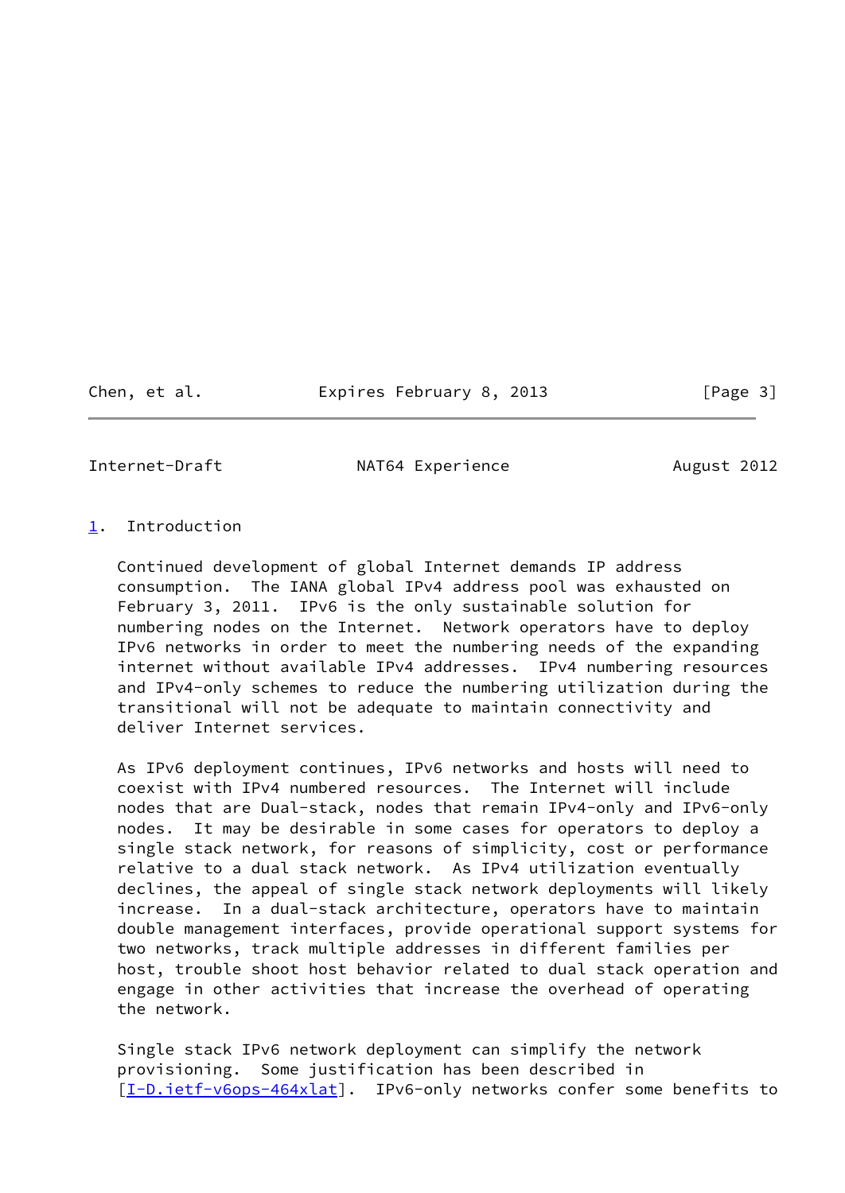## 1. Introduction

Continued development of global Internet demands IP address consumption. The IANA global IPv4 address pool was exhausted on February 3, 2011. IPv6 is the only sustainable solution for numbering nodes on the Internet. Network operators have to deploy IPv6 networks in order to meet the numbering needs of the expanding internet without available IPv4 addresses. IPv4 numbering resources and IPv4-only schemes to reduce the numbering utilization during the transitional will not be adequate to maintain connectivity and deliver Internet services.

As IPv6 deployment continues, IPv6 networks and hosts will need to coexist with IPv4 numbered resources. The Internet will include nodes that are Dual-stack, nodes that remain IPv4-only and IPv6-only nodes. It may be desirable in some cases for operators to deploy a single stack network, for reasons of simplicity, cost or performance relative to a dual stack network. As IPv4 utilization eventually declines, the appeal of single stack network deployments will likely increase. In a dual-stack architecture, operators have to maintain double management interfaces, provide operational support systems for two networks, track multiple addresses in different families per host, trouble shoot host behavior related to dual stack operation and engage in other activities that increase the overhead of operating the network.

Single stack IPv6 network deployment can simplify the network provisioning. Some justification has been described in [I-D.ietf-v6ops-464xlat]. IPv6-only networks confer some benefits to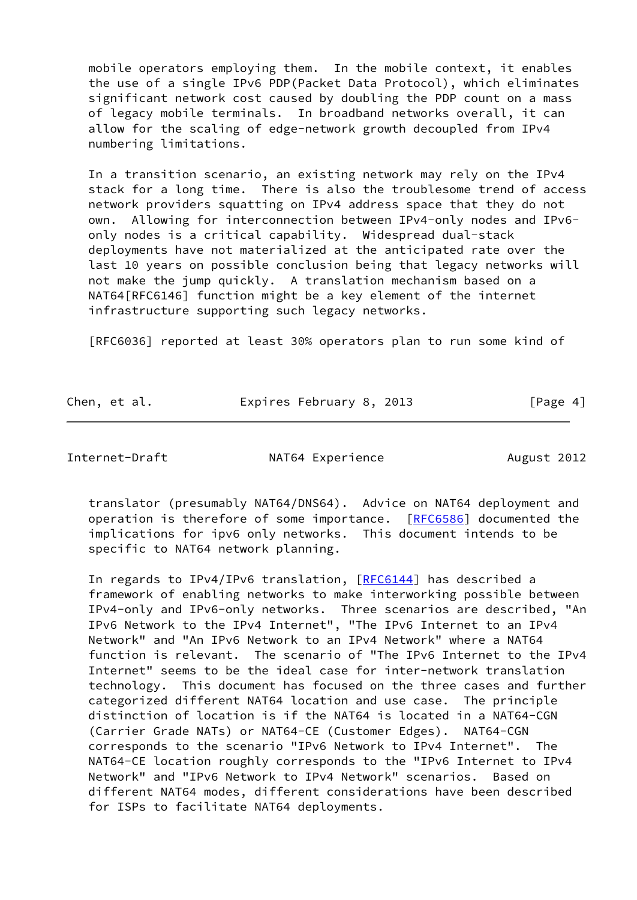mobile operators employing them. In the mobile context, it enables the use of a single IPv6 PDP(Packet Data Protocol), which eliminates significant network cost caused by doubling the PDP count on a mass of legacy mobile terminals. In broadband networks overall, it can allow for the scaling of edge-network growth decoupled from IPv4 numbering limitations.

In a transition scenario, an existing network may rely on the IPv4 stack for a long time. There is also the troublesome trend of access network providers squatting on IPv4 address space that they do not own. Allowing for interconnection between IPv4-only nodes and IPv6-only nodes is a critical capability. Widespread dual-stack deployments have not materialized at the anticipated rate over the last 10 years on possible conclusion being that legacy networks will not make the jump quickly. A translation mechanism based on a NAT64[RFC6146] function might be a key element of the internet infrastructure supporting such legacy networks.

[RFC6036] reported at least 30% operators plan to run some kind of translator (presumably NAT64/DNS64). Advice on NAT64 deployment and operation is therefore of some importance. [RFC6586] documented the implications for ipv6 only networks. This document intends to be specific to NAT64 network planning.

In regards to IPv4/IPv6 translation, [RFC6144] has described a framework of enabling networks to make interworking possible between IPv4-only and IPv6-only networks. Three scenarios are described, "An IPv6 Network to the IPv4 Internet", "The IPv6 Internet to an IPv4 Network" and "An IPv6 Network to an IPv4 Network" where a NAT64 function is relevant. The scenario of "The IPv6 Internet to the IPv4 Internet" seems to be the ideal case for inter-network translation technology. This document has focused on the three cases and further categorized different NAT64 location and use case. The principle distinction of location is if the NAT64 is located in a NAT64-CGN (Carrier Grade NATs) or NAT64-CE (Customer Edges). NAT64-CGN corresponds to the scenario "IPv6 Network to IPv4 Internet". The NAT64-CE location roughly corresponds to the "IPv6 Internet to IPv4 Network" and "IPv6 Network to IPv4 Network" scenarios. Based on different NAT64 modes, different considerations have been described for ISPs to facilitate NAT64 deployments.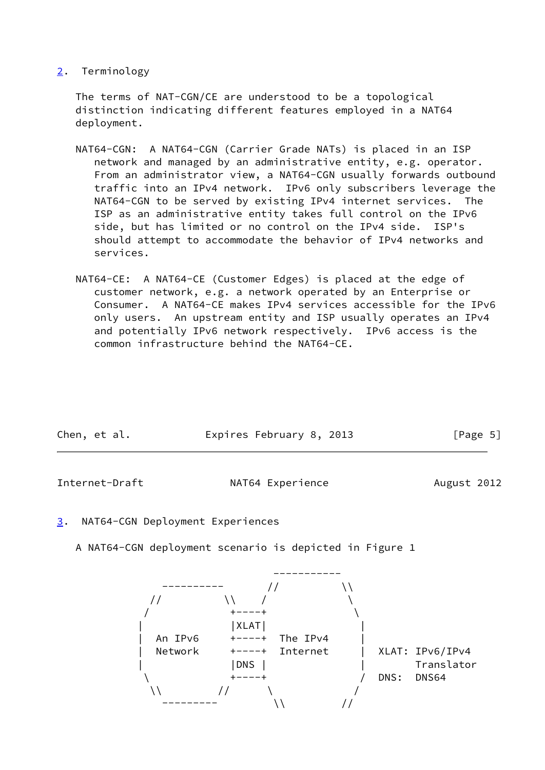## 2. Terminology

The terms of NAT-CGN/CE are understood to be a topological distinction indicating different features employed in a NAT64 deployment.

NAT64-CGN: A NAT64-CGN (Carrier Grade NATs) is placed in an ISP network and managed by an administrative entity, e.g. operator. From an administrator view, a NAT64-CGN usually forwards outbound traffic into an IPv4 network. IPv6 only subscribers leverage the NAT64-CGN to be served by existing IPv4 internet services. The ISP as an administrative entity takes full control on the IPv6 side, but has limited or no control on the IPv4 side. ISP's should attempt to accommodate the behavior of IPv4 networks and services.

NAT64-CE: A NAT64-CE (Customer Edges) is placed at the edge of customer network, e.g. a network operated by an Enterprise or Consumer. A NAT64-CE makes IPv4 services accessible for the IPv6 only users. An upstream entity and ISP usually operates an IPv4 and potentially IPv6 network respectively. IPv6 access is the common infrastructure behind the NAT64-CE.

## 3. NAT64-CGN Deployment Experiences

A NAT64-CGN deployment scenario is depicted in Figure 1

```
                              -----------
         ----------        //           \\
       //          \\     /               \
      /             +----+                 \
     |              |XLAT|                  |
     |   An IPv6    +----+   The IPv4       |
     |   Network    +----+   Internet       |   XLAT: IPv6/IPv4
     |              |DNS |                  |         Translator
      \             +----+                 /    DNS:  DNS64
       \\         //      \               /
         ---------         \\           //
```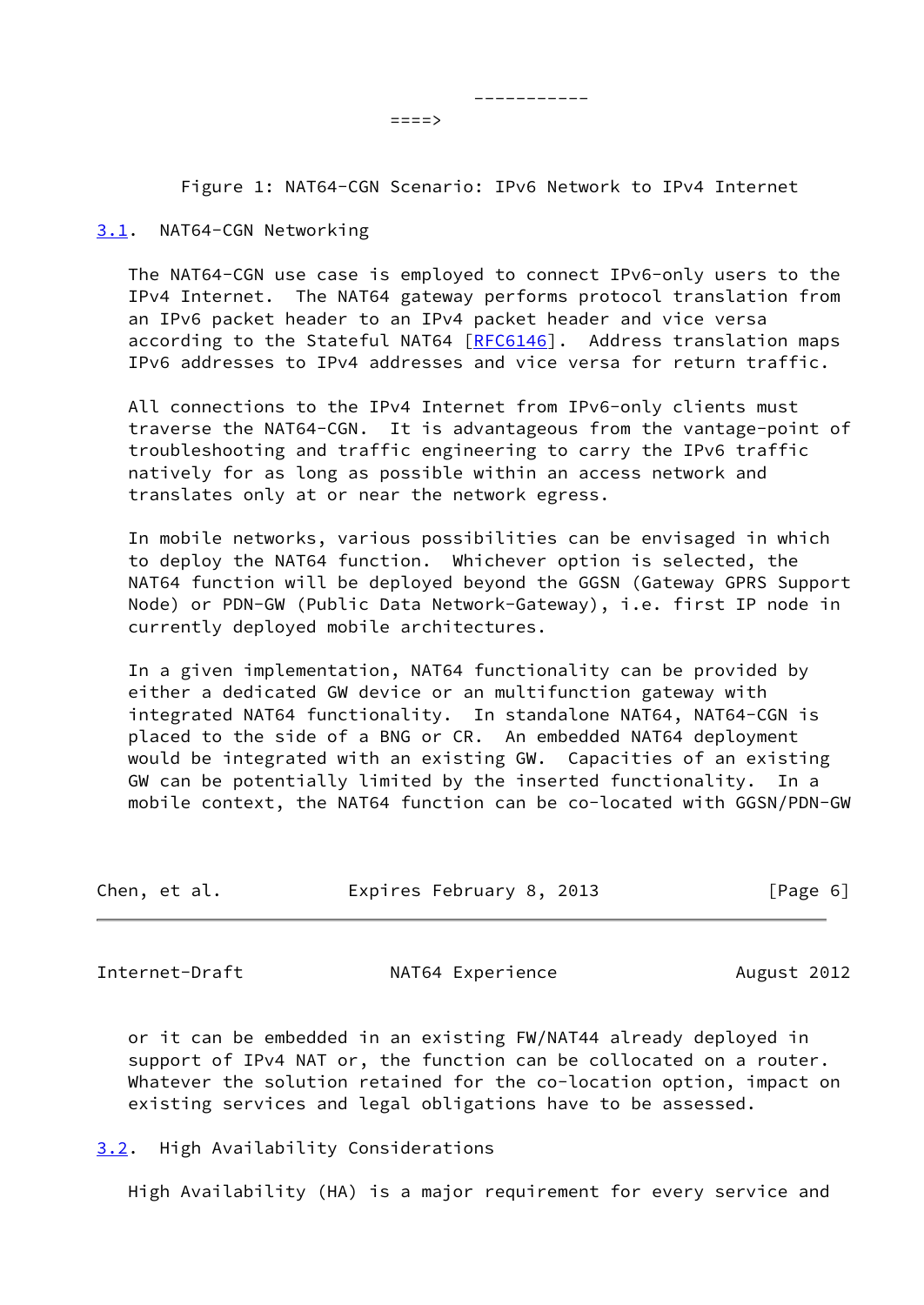```
                                -----------
                        ====>
```

Figure 1: NAT64-CGN Scenario: IPv6 Network to IPv4 Internet

## 3.1. NAT64-CGN Networking

The NAT64-CGN use case is employed to connect IPv6-only users to the IPv4 Internet. The NAT64 gateway performs protocol translation from an IPv6 packet header to an IPv4 packet header and vice versa according to the Stateful NAT64 [RFC6146]. Address translation maps IPv6 addresses to IPv4 addresses and vice versa for return traffic.

All connections to the IPv4 Internet from IPv6-only clients must traverse the NAT64-CGN. It is advantageous from the vantage-point of troubleshooting and traffic engineering to carry the IPv6 traffic natively for as long as possible within an access network and translates only at or near the network egress.

In mobile networks, various possibilities can be envisaged in which to deploy the NAT64 function. Whichever option is selected, the NAT64 function will be deployed beyond the GGSN (Gateway GPRS Support Node) or PDN-GW (Public Data Network-Gateway), i.e. first IP node in currently deployed mobile architectures.

In a given implementation, NAT64 functionality can be provided by either a dedicated GW device or an multifunction gateway with integrated NAT64 functionality. In standalone NAT64, NAT64-CGN is placed to the side of a BNG or CR. An embedded NAT64 deployment would be integrated with an existing GW. Capacities of an existing GW can be potentially limited by the inserted functionality. In a mobile context, the NAT64 function can be co-located with GGSN/PDN-GW or it can be embedded in an existing FW/NAT44 already deployed in support of IPv4 NAT or, the function can be collocated on a router. Whatever the solution retained for the co-location option, impact on existing services and legal obligations have to be assessed.

## 3.2. High Availability Considerations

High Availability (HA) is a major requirement for every service and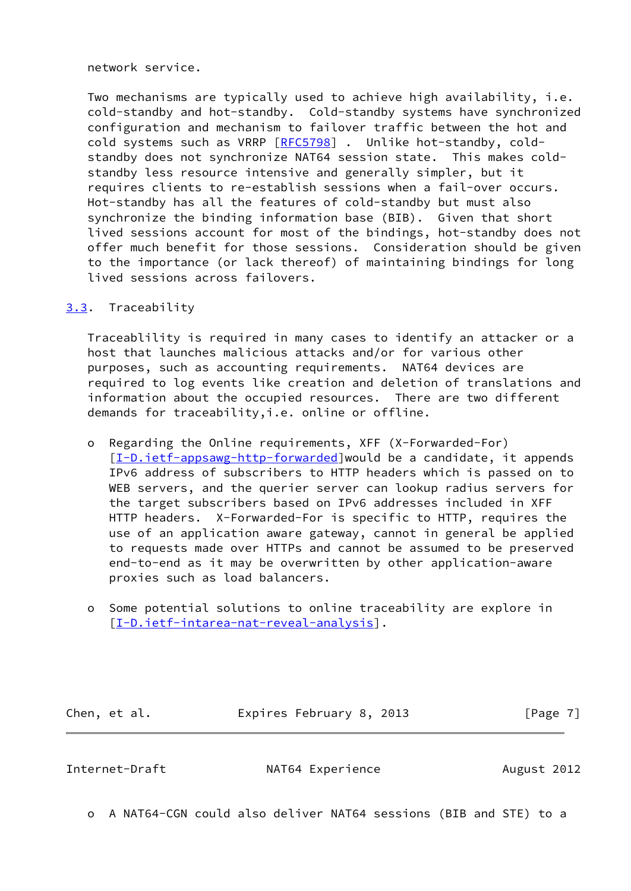network service.

Two mechanisms are typically used to achieve high availability, i.e. cold-standby and hot-standby. Cold-standby systems have synchronized configuration and mechanism to failover traffic between the hot and cold systems such as VRRP [RFC5798] . Unlike hot-standby, cold-standby does not synchronize NAT64 session state. This makes cold-standby less resource intensive and generally simpler, but it requires clients to re-establish sessions when a fail-over occurs. Hot-standby has all the features of cold-standby but must also synchronize the binding information base (BIB). Given that short lived sessions account for most of the bindings, hot-standby does not offer much benefit for those sessions. Consideration should be given to the importance (or lack thereof) of maintaining bindings for long lived sessions across failovers.

### 3.3. Traceability

Traceablility is required in many cases to identify an attacker or a host that launches malicious attacks and/or for various other purposes, such as accounting requirements. NAT64 devices are required to log events like creation and deletion of translations and information about the occupied resources. There are two different demands for traceability,i.e. online or offline.

- Regarding the Online requirements, XFF (X-Forwarded-For) [I-D.ietf-appsawg-http-forwarded]would be a candidate, it appends IPv6 address of subscribers to HTTP headers which is passed on to WEB servers, and the querier server can lookup radius servers for the target subscribers based on IPv6 addresses included in XFF HTTP headers. X-Forwarded-For is specific to HTTP, requires the use of an application aware gateway, cannot in general be applied to requests made over HTTPs and cannot be assumed to be preserved end-to-end as it may be overwritten by other application-aware proxies such as load balancers.

- Some potential solutions to online traceability are explore in [I-D.ietf-intarea-nat-reveal-analysis].

- A NAT64-CGN could also deliver NAT64 sessions (BIB and STE) to a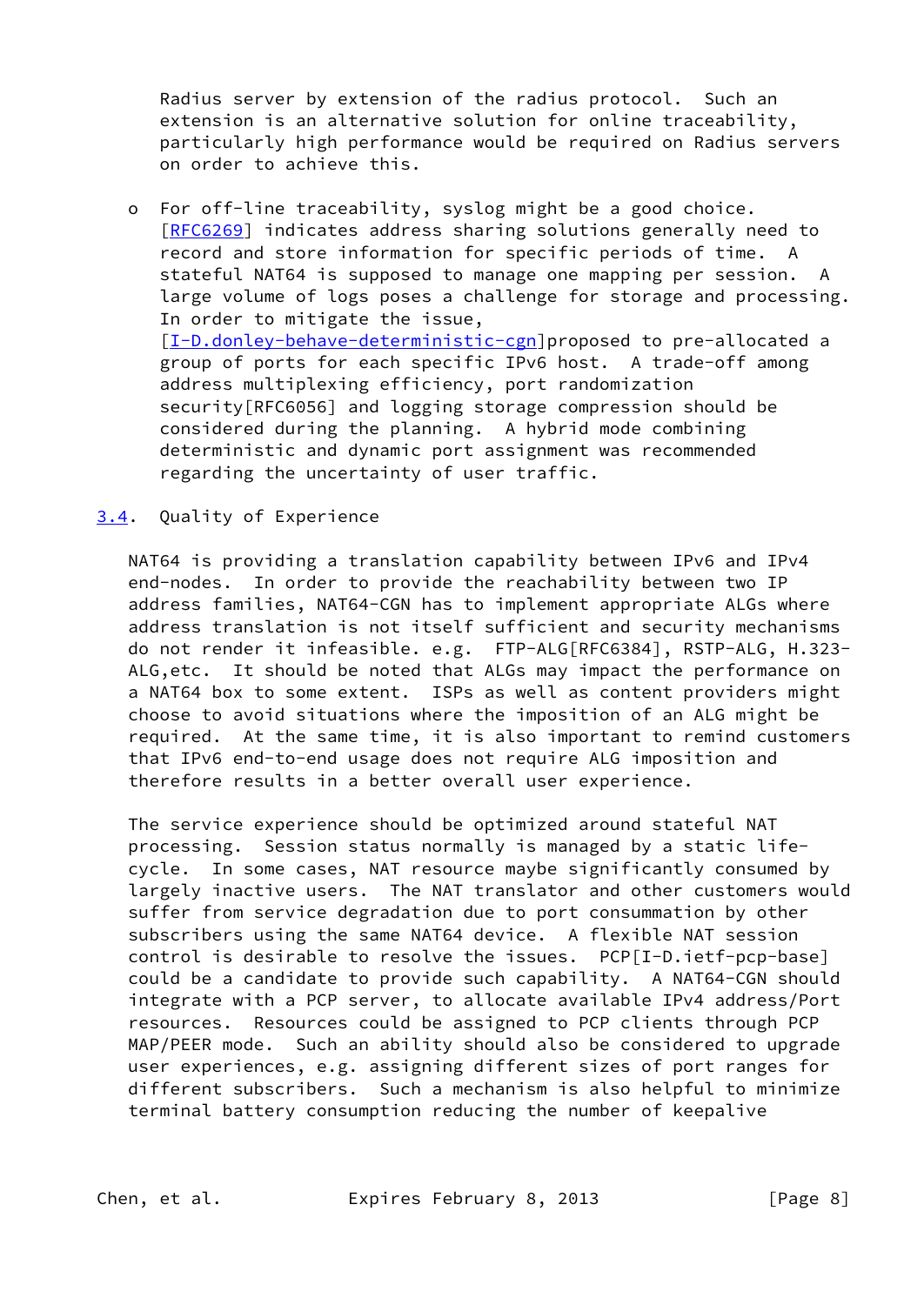Radius server by extension of the radius protocol. Such an extension is an alternative solution for online traceability, particularly high performance would be required on Radius servers on order to achieve this.

- For off-line traceability, syslog might be a good choice. [RFC6269] indicates address sharing solutions generally need to record and store information for specific periods of time. A stateful NAT64 is supposed to manage one mapping per session. A large volume of logs poses a challenge for storage and processing. In order to mitigate the issue, [I-D.donley-behave-deterministic-cgn]proposed to pre-allocated a group of ports for each specific IPv6 host. A trade-off among address multiplexing efficiency, port randomization security[RFC6056] and logging storage compression should be considered during the planning. A hybrid mode combining deterministic and dynamic port assignment was recommended regarding the uncertainty of user traffic.

### 3.4. Quality of Experience

NAT64 is providing a translation capability between IPv6 and IPv4 end-nodes. In order to provide the reachability between two IP address families, NAT64-CGN has to implement appropriate ALGs where address translation is not itself sufficient and security mechanisms do not render it infeasible. e.g. FTP-ALG[RFC6384], RSTP-ALG, H.323-ALG,etc. It should be noted that ALGs may impact the performance on a NAT64 box to some extent. ISPs as well as content providers might choose to avoid situations where the imposition of an ALG might be required. At the same time, it is also important to remind customers that IPv6 end-to-end usage does not require ALG imposition and therefore results in a better overall user experience.

The service experience should be optimized around stateful NAT processing. Session status normally is managed by a static life-cycle. In some cases, NAT resource maybe significantly consumed by largely inactive users. The NAT translator and other customers would suffer from service degradation due to port consummation by other subscribers using the same NAT64 device. A flexible NAT session control is desirable to resolve the issues. PCP[I-D.ietf-pcp-base] could be a candidate to provide such capability. A NAT64-CGN should integrate with a PCP server, to allocate available IPv4 address/Port resources. Resources could be assigned to PCP clients through PCP MAP/PEER mode. Such an ability should also be considered to upgrade user experiences, e.g. assigning different sizes of port ranges for different subscribers. Such a mechanism is also helpful to minimize terminal battery consumption reducing the number of keepalive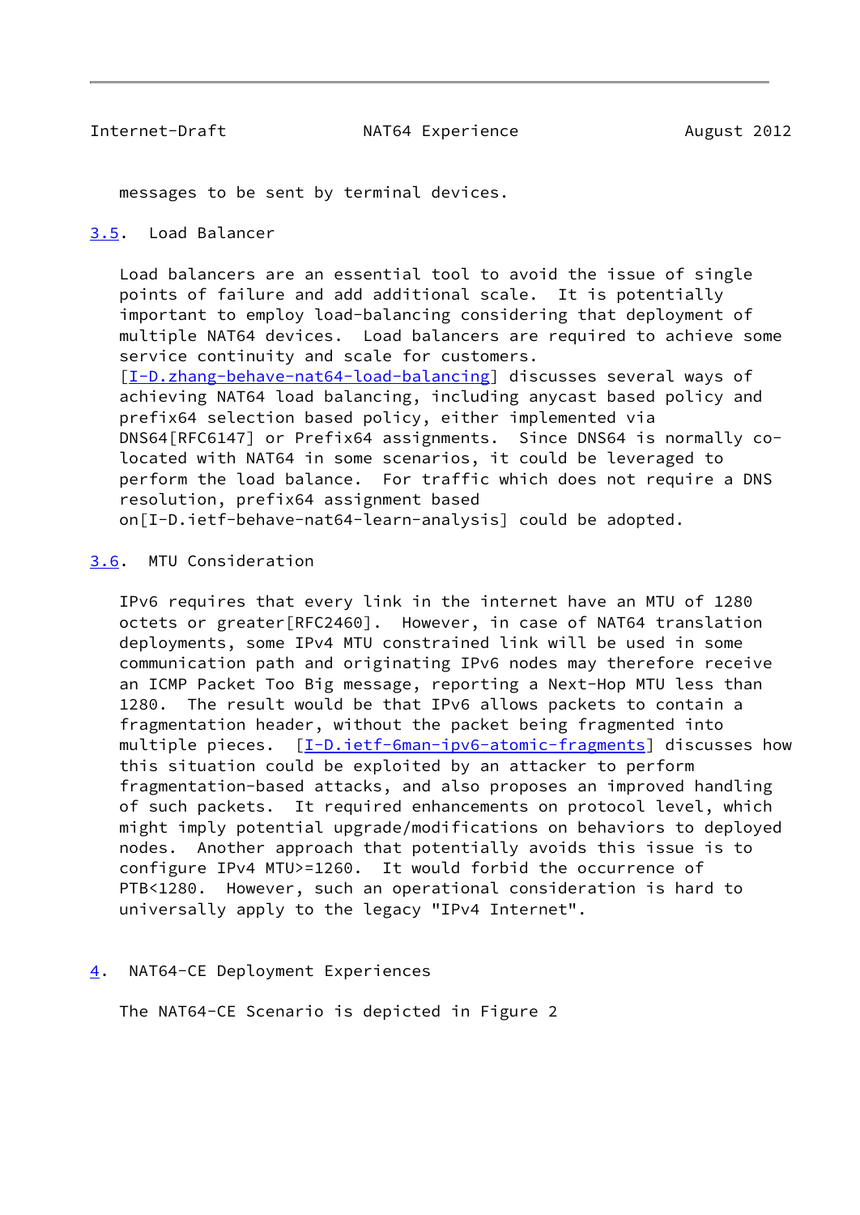messages to be sent by terminal devices.

### 3.5. Load Balancer

Load balancers are an essential tool to avoid the issue of single points of failure and add additional scale. It is potentially important to employ load-balancing considering that deployment of multiple NAT64 devices. Load balancers are required to achieve some service continuity and scale for customers. [I-D.zhang-behave-nat64-load-balancing] discusses several ways of achieving NAT64 load balancing, including anycast based policy and prefix64 selection based policy, either implemented via DNS64[RFC6147] or Prefix64 assignments. Since DNS64 is normally co-located with NAT64 in some scenarios, it could be leveraged to perform the load balance. For traffic which does not require a DNS resolution, prefix64 assignment based on[I-D.ietf-behave-nat64-learn-analysis] could be adopted.

### 3.6. MTU Consideration

IPv6 requires that every link in the internet have an MTU of 1280 octets or greater[RFC2460]. However, in case of NAT64 translation deployments, some IPv4 MTU constrained link will be used in some communication path and originating IPv6 nodes may therefore receive an ICMP Packet Too Big message, reporting a Next-Hop MTU less than 1280. The result would be that IPv6 allows packets to contain a fragmentation header, without the packet being fragmented into multiple pieces. [I-D.ietf-6man-ipv6-atomic-fragments] discusses how this situation could be exploited by an attacker to perform fragmentation-based attacks, and also proposes an improved handling of such packets. It required enhancements on protocol level, which might imply potential upgrade/modifications on behaviors to deployed nodes. Another approach that potentially avoids this issue is to configure IPv4 MTU>=1260. It would forbid the occurrence of PTB<1280. However, such an operational consideration is hard to universally apply to the legacy "IPv4 Internet".

## 4. NAT64-CE Deployment Experiences

The NAT64-CE Scenario is depicted in Figure 2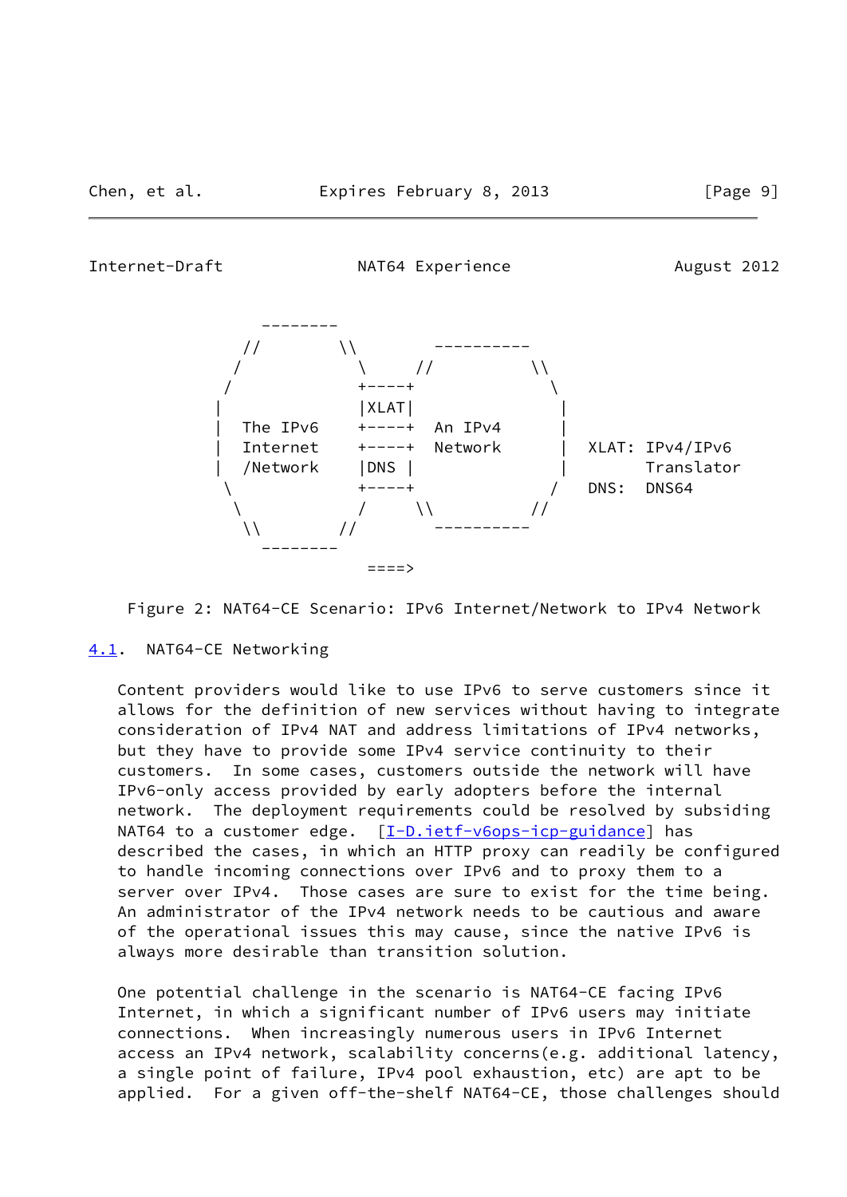```
       --------
     //        \\        ----------
    /            \     //          \\
   /             +----+              \
  |              |XLAT|               |
  |  The IPv6    +----+  An IPv4      |
  |  Internet    +----+  Network      |  XLAT: IPv4/IPv6
  |  /Network    |DNS |               |        Translator
   \             +----+              /   DNS:  DNS64
    \            /     \\          //
     \\        //        ----------
       --------
                  ====>
```

Figure 2: NAT64-CE Scenario: IPv6 Internet/Network to IPv4 Network

## 4.1. NAT64-CE Networking

Content providers would like to use IPv6 to serve customers since it allows for the definition of new services without having to integrate consideration of IPv4 NAT and address limitations of IPv4 networks, but they have to provide some IPv4 service continuity to their customers. In some cases, customers outside the network will have IPv6-only access provided by early adopters before the internal network. The deployment requirements could be resolved by subsiding NAT64 to a customer edge. [I-D.ietf-v6ops-icp-guidance] has described the cases, in which an HTTP proxy can readily be configured to handle incoming connections over IPv6 and to proxy them to a server over IPv4. Those cases are sure to exist for the time being. An administrator of the IPv4 network needs to be cautious and aware of the operational issues this may cause, since the native IPv6 is always more desirable than transition solution.

One potential challenge in the scenario is NAT64-CE facing IPv6 Internet, in which a significant number of IPv6 users may initiate connections. When increasingly numerous users in IPv6 Internet access an IPv4 network, scalability concerns(e.g. additional latency, a single point of failure, IPv4 pool exhaustion, etc) are apt to be applied. For a given off-the-shelf NAT64-CE, those challenges should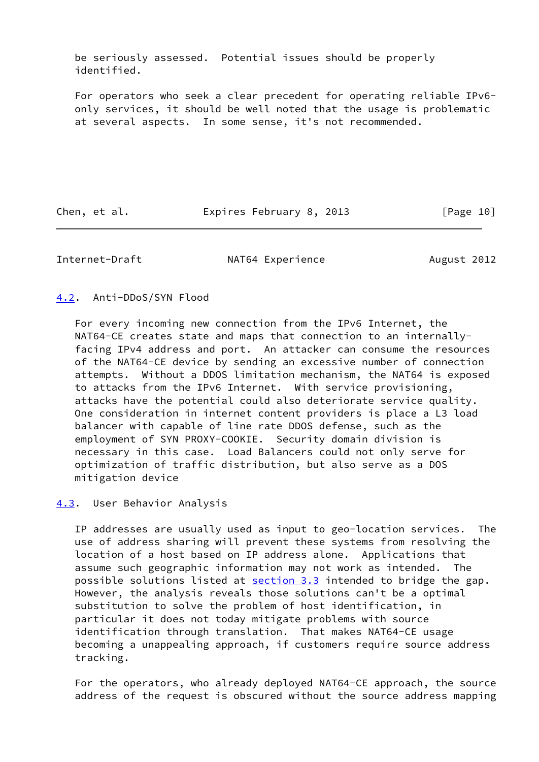be seriously assessed.  Potential issues should be properly identified.

For operators who seek a clear precedent for operating reliable IPv6-only services, it should be well noted that the usage is problematic at several aspects.  In some sense, it's not recommended.

## 4.2. Anti-DDoS/SYN Flood

For every incoming new connection from the IPv6 Internet, the NAT64-CE creates state and maps that connection to an internally-facing IPv4 address and port.  An attacker can consume the resources of the NAT64-CE device by sending an excessive number of connection attempts.  Without a DDOS limitation mechanism, the NAT64 is exposed to attacks from the IPv6 Internet.  With service provisioning, attacks have the potential could also deteriorate service quality. One consideration in internet content providers is place a L3 load balancer with capable of line rate DDOS defense, such as the employment of SYN PROXY-COOKIE.  Security domain division is necessary in this case.  Load Balancers could not only serve for optimization of traffic distribution, but also serve as a DOS mitigation device

## 4.3. User Behavior Analysis

IP addresses are usually used as input to geo-location services.  The use of address sharing will prevent these systems from resolving the location of a host based on IP address alone.  Applications that assume such geographic information may not work as intended.  The possible solutions listed at section 3.3 intended to bridge the gap. However, the analysis reveals those solutions can't be a optimal substitution to solve the problem of host identification, in particular it does not today mitigate problems with source identification through translation.  That makes NAT64-CE usage becoming a unappealing approach, if customers require source address tracking.

For the operators, who already deployed NAT64-CE approach, the source address of the request is obscured without the source address mapping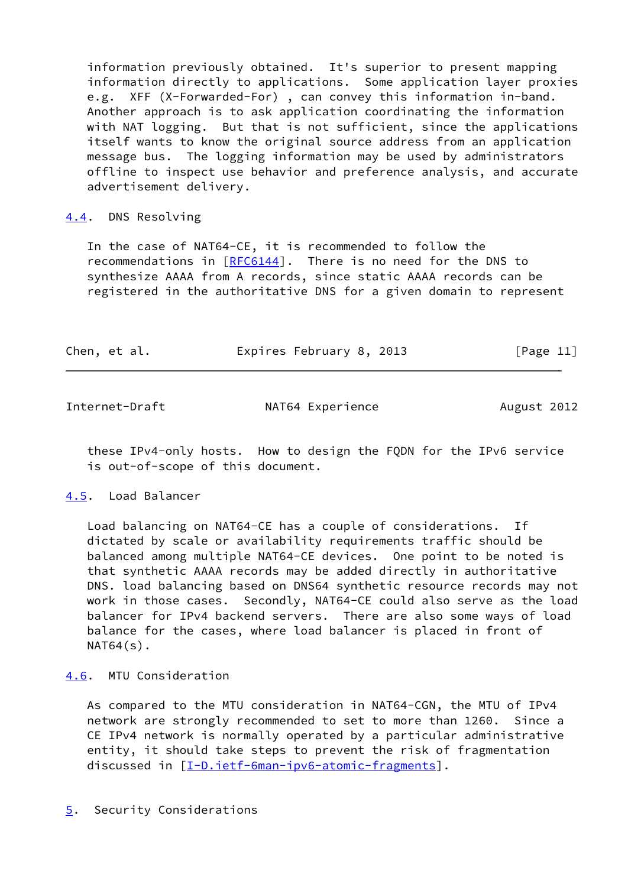information previously obtained. It's superior to present mapping information directly to applications. Some application layer proxies e.g. XFF (X-Forwarded-For) , can convey this information in-band. Another approach is to ask application coordinating the information with NAT logging. But that is not sufficient, since the applications itself wants to know the original source address from an application message bus. The logging information may be used by administrators offline to inspect use behavior and preference analysis, and accurate advertisement delivery.

### 4.4. DNS Resolving

In the case of NAT64-CE, it is recommended to follow the recommendations in [RFC6144]. There is no need for the DNS to synthesize AAAA from A records, since static AAAA records can be registered in the authoritative DNS for a given domain to represent these IPv4-only hosts. How to design the FQDN for the IPv6 service is out-of-scope of this document.

### 4.5. Load Balancer

Load balancing on NAT64-CE has a couple of considerations. If dictated by scale or availability requirements traffic should be balanced among multiple NAT64-CE devices. One point to be noted is that synthetic AAAA records may be added directly in authoritative DNS. load balancing based on DNS64 synthetic resource records may not work in those cases. Secondly, NAT64-CE could also serve as the load balancer for IPv4 backend servers. There are also some ways of load balance for the cases, where load balancer is placed in front of NAT64(s).

### 4.6. MTU Consideration

As compared to the MTU consideration in NAT64-CGN, the MTU of IPv4 network are strongly recommended to set to more than 1260. Since a CE IPv4 network is normally operated by a particular administrative entity, it should take steps to prevent the risk of fragmentation discussed in [I-D.ietf-6man-ipv6-atomic-fragments].

## 5. Security Considerations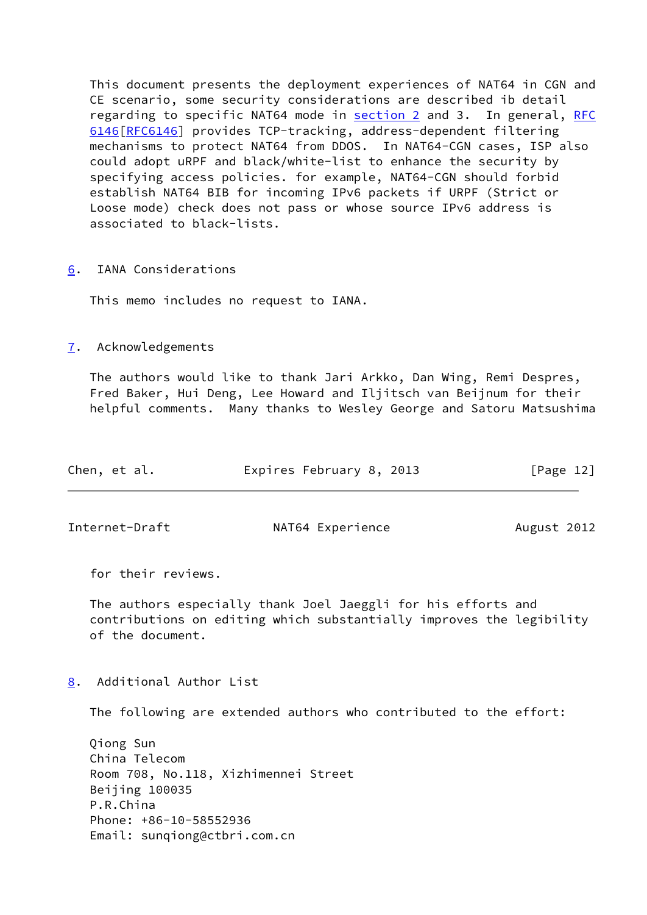This document presents the deployment experiences of NAT64 in CGN and CE scenario, some security considerations are described ib detail regarding to specific NAT64 mode in section 2 and 3. In general, RFC 6146[RFC6146] provides TCP-tracking, address-dependent filtering mechanisms to protect NAT64 from DDOS. In NAT64-CGN cases, ISP also could adopt uRPF and black/white-list to enhance the security by specifying access policies. for example, NAT64-CGN should forbid establish NAT64 BIB for incoming IPv6 packets if URPF (Strict or Loose mode) check does not pass or whose source IPv6 address is associated to black-lists.

## 6. IANA Considerations

This memo includes no request to IANA.

## 7. Acknowledgements

The authors would like to thank Jari Arkko, Dan Wing, Remi Despres, Fred Baker, Hui Deng, Lee Howard and Iljitsch van Beijnum for their helpful comments. Many thanks to Wesley George and Satoru Matsushima for their reviews.

The authors especially thank Joel Jaeggli for his efforts and contributions on editing which substantially improves the legibility of the document.

## 8. Additional Author List

The following are extended authors who contributed to the effort:

Qiong Sun
China Telecom
Room 708, No.118, Xizhimennei Street
Beijing 100035
P.R.China
Phone: +86-10-58552936
Email: sunqiong@ctbri.com.cn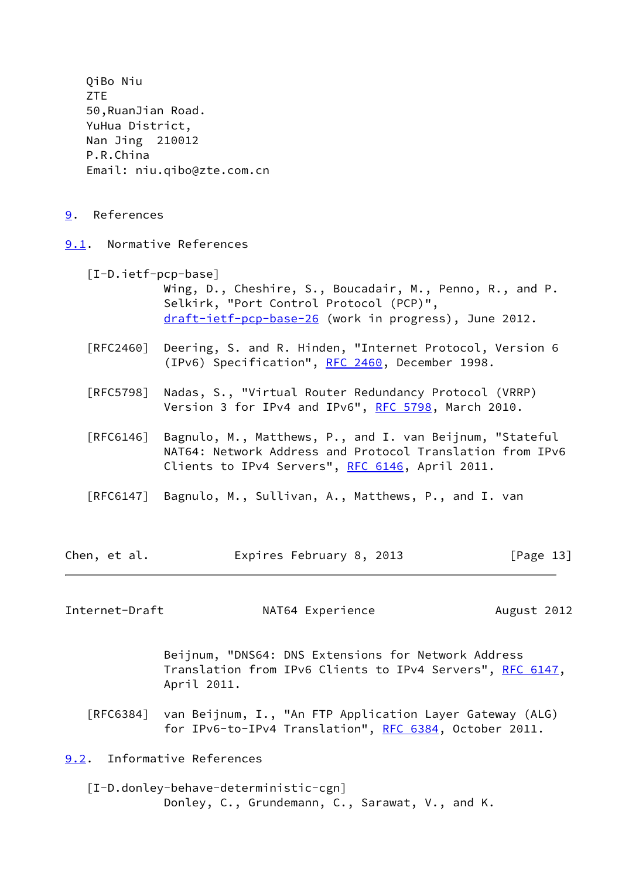QiBo Niu
ZTE
50,RuanJian Road.
YuHua District,
Nan Jing 210012
P.R.China
Email: niu.qibo@zte.com.cn

# 9. References

## 9.1. Normative References

[I-D.ietf-pcp-base]
Wing, D., Cheshire, S., Boucadair, M., Penno, R., and P. Selkirk, "Port Control Protocol (PCP)", draft-ietf-pcp-base-26 (work in progress), June 2012.

[RFC2460] Deering, S. and R. Hinden, "Internet Protocol, Version 6 (IPv6) Specification", RFC 2460, December 1998.

[RFC5798] Nadas, S., "Virtual Router Redundancy Protocol (VRRP) Version 3 for IPv4 and IPv6", RFC 5798, March 2010.

[RFC6146] Bagnulo, M., Matthews, P., and I. van Beijnum, "Stateful NAT64: Network Address and Protocol Translation from IPv6 Clients to IPv4 Servers", RFC 6146, April 2011.

[RFC6147] Bagnulo, M., Sullivan, A., Matthews, P., and I. van Beijnum, "DNS64: DNS Extensions for Network Address Translation from IPv6 Clients to IPv4 Servers", RFC 6147, April 2011.

[RFC6384] van Beijnum, I., "An FTP Application Layer Gateway (ALG) for IPv6-to-IPv4 Translation", RFC 6384, October 2011.

## 9.2. Informative References

[I-D.donley-behave-deterministic-cgn]
Donley, C., Grundemann, C., Sarawat, V., and K.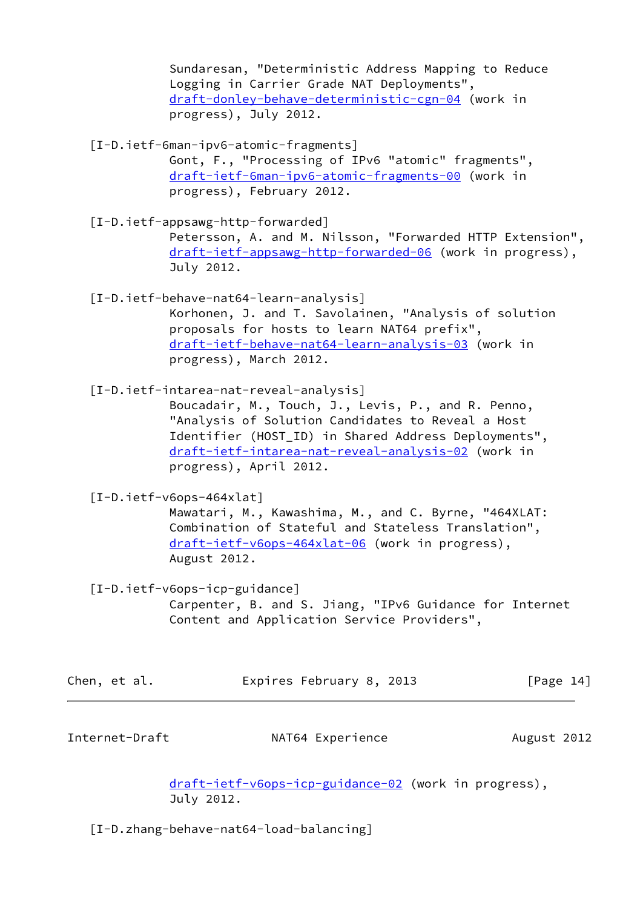Sundaresan, "Deterministic Address Mapping to Reduce Logging in Carrier Grade NAT Deployments", draft-donley-behave-deterministic-cgn-04 (work in progress), July 2012.

[I-D.ietf-6man-ipv6-atomic-fragments]
Gont, F., "Processing of IPv6 "atomic" fragments", draft-ietf-6man-ipv6-atomic-fragments-00 (work in progress), February 2012.

[I-D.ietf-appsawg-http-forwarded]
Petersson, A. and M. Nilsson, "Forwarded HTTP Extension", draft-ietf-appsawg-http-forwarded-06 (work in progress), July 2012.

[I-D.ietf-behave-nat64-learn-analysis]
Korhonen, J. and T. Savolainen, "Analysis of solution proposals for hosts to learn NAT64 prefix", draft-ietf-behave-nat64-learn-analysis-03 (work in progress), March 2012.

[I-D.ietf-intarea-nat-reveal-analysis]
Boucadair, M., Touch, J., Levis, P., and R. Penno, "Analysis of Solution Candidates to Reveal a Host Identifier (HOST_ID) in Shared Address Deployments", draft-ietf-intarea-nat-reveal-analysis-02 (work in progress), April 2012.

[I-D.ietf-v6ops-464xlat]
Mawatari, M., Kawashima, M., and C. Byrne, "464XLAT: Combination of Stateful and Stateless Translation", draft-ietf-v6ops-464xlat-06 (work in progress), August 2012.

[I-D.ietf-v6ops-icp-guidance]
Carpenter, B. and S. Jiang, "IPv6 Guidance for Internet Content and Application Service Providers", draft-ietf-v6ops-icp-guidance-02 (work in progress), July 2012.

[I-D.zhang-behave-nat64-load-balancing]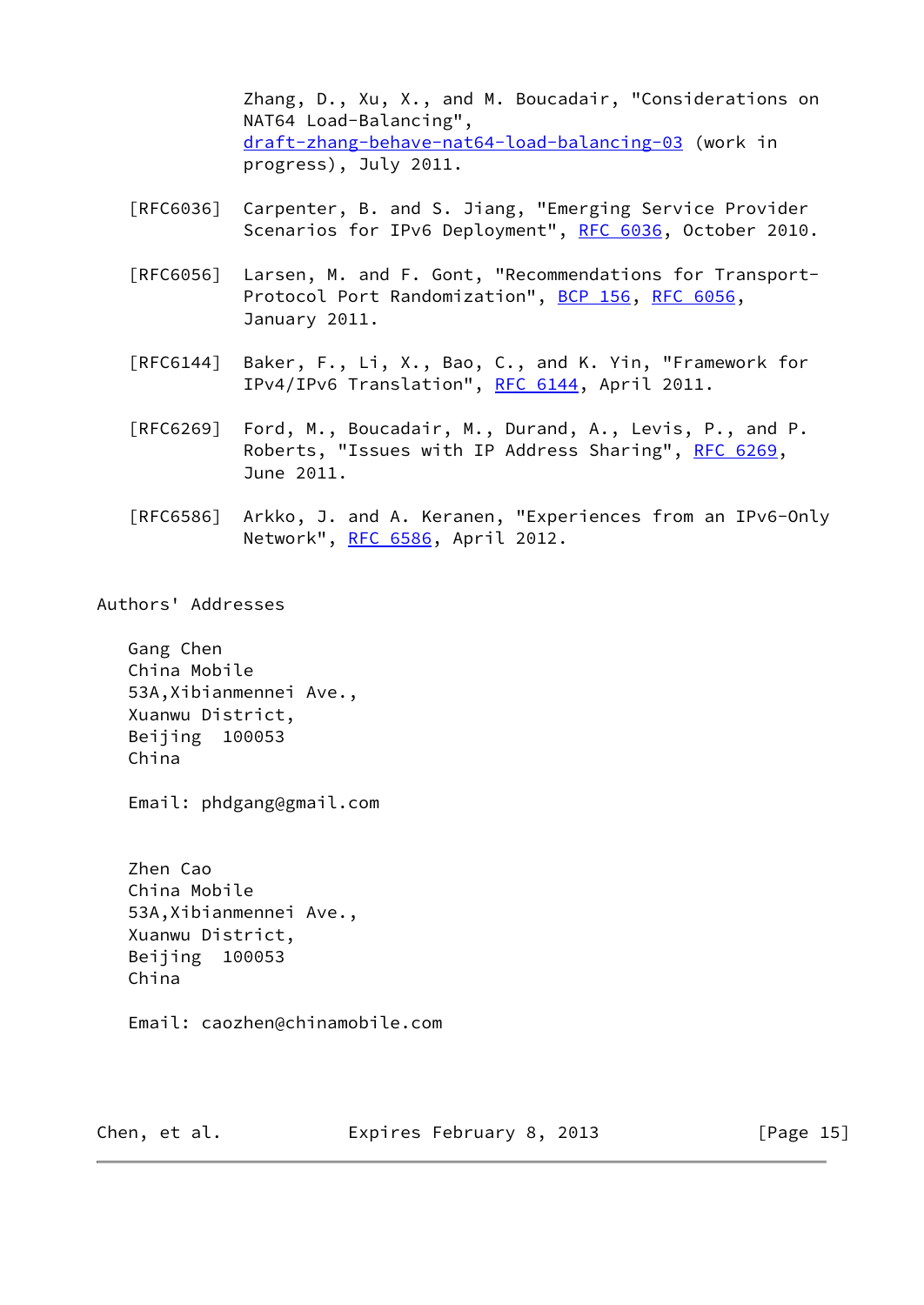Zhang, D., Xu, X., and M. Boucadair, "Considerations on NAT64 Load-Balancing", draft-zhang-behave-nat64-load-balancing-03 (work in progress), July 2011.

[RFC6036] Carpenter, B. and S. Jiang, "Emerging Service Provider Scenarios for IPv6 Deployment", RFC 6036, October 2010.

[RFC6056] Larsen, M. and F. Gont, "Recommendations for Transport-Protocol Port Randomization", BCP 156, RFC 6056, January 2011.

[RFC6144] Baker, F., Li, X., Bao, C., and K. Yin, "Framework for IPv4/IPv6 Translation", RFC 6144, April 2011.

[RFC6269] Ford, M., Boucadair, M., Durand, A., Levis, P., and P. Roberts, "Issues with IP Address Sharing", RFC 6269, June 2011.

[RFC6586] Arkko, J. and A. Keranen, "Experiences from an IPv6-Only Network", RFC 6586, April 2012.

## Authors' Addresses

Gang Chen
China Mobile
53A,Xibianmennei Ave.,
Xuanwu District,
Beijing 100053
China

Email: phdgang@gmail.com

Zhen Cao
China Mobile
53A,Xibianmennei Ave.,
Xuanwu District,
Beijing 100053
China

Email: caozhen@chinamobile.com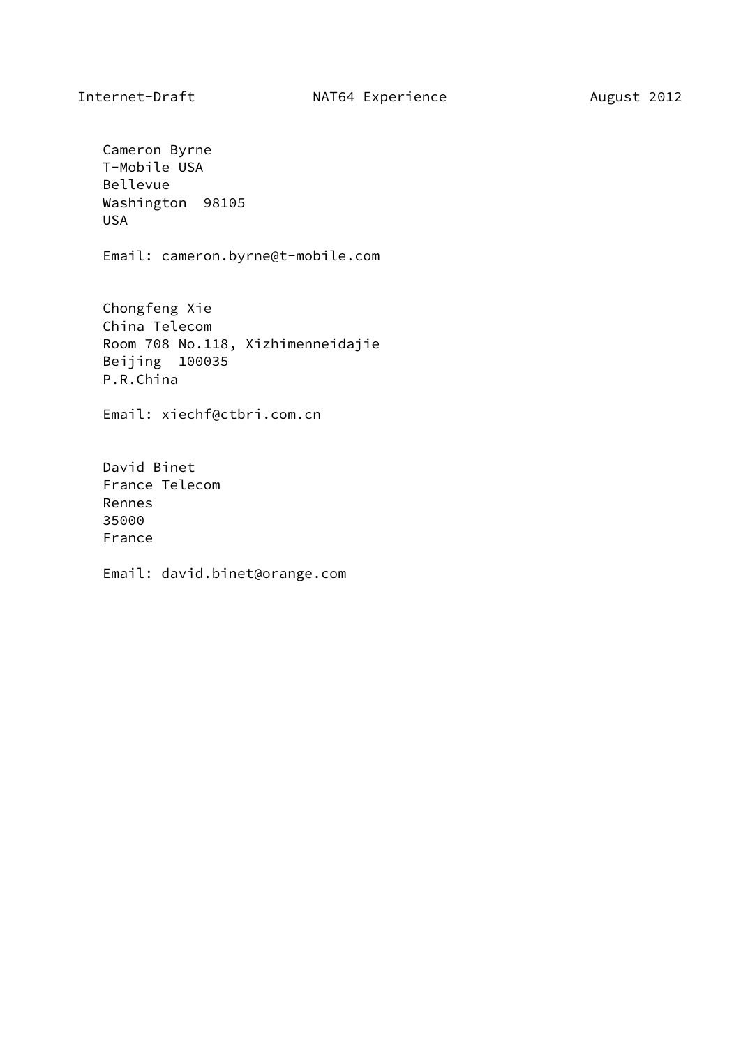Cameron Byrne
T-Mobile USA
Bellevue
Washington  98105
USA

Email: cameron.byrne@t-mobile.com

Chongfeng Xie
China Telecom
Room 708 No.118, Xizhimenneidajie
Beijing  100035
P.R.China

Email: xiechf@ctbri.com.cn

David Binet
France Telecom
Rennes
35000
France

Email: david.binet@orange.com